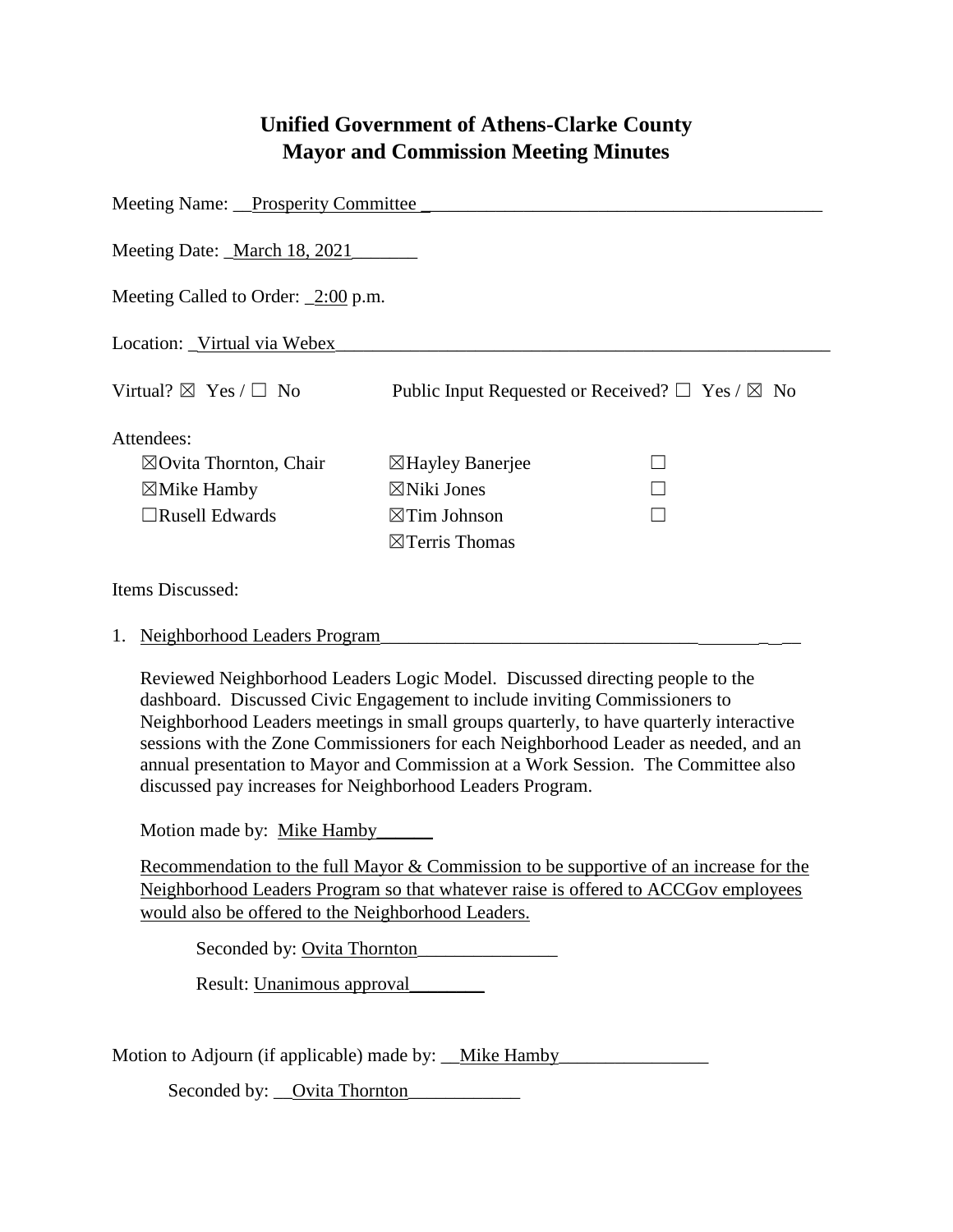# Unified Government of Athens-Clarke County
## Mayor and Commission Meeting Minutes

Meeting Name: Prosperity Committee

Meeting Date: March 18, 2021

Meeting Called to Order: 2:00 p.m.

Location: Virtual via Webex

Virtual? ☒ Yes / ☐ No    Public Input Requested or Received? ☐ Yes / ☒ No

Attendees:

| | | |
|---|---|---|
| ☒Ovita Thornton, Chair | ☒Hayley Banerjee | ☐ |
| ☒Mike Hamby | ☒Niki Jones | ☐ |
| ☐Rusell Edwards | ☒Tim Johnson | ☐ |
| | ☒Terris Thomas | |

Items Discussed:

1. Neighborhood Leaders Program

   Reviewed Neighborhood Leaders Logic Model. Discussed directing people to the dashboard. Discussed Civic Engagement to include inviting Commissioners to Neighborhood Leaders meetings in small groups quarterly, to have quarterly interactive sessions with the Zone Commissioners for each Neighborhood Leader as needed, and an annual presentation to Mayor and Commission at a Work Session. The Committee also discussed pay increases for Neighborhood Leaders Program.

   Motion made by: Mike Hamby

   Recommendation to the full Mayor & Commission to be supportive of an increase for the Neighborhood Leaders Program so that whatever raise is offered to ACCGov employees would also be offered to the Neighborhood Leaders.

   Seconded by: Ovita Thornton

   Result: Unanimous approval

Motion to Adjourn (if applicable) made by: Mike Hamby

Seconded by: Ovita Thornton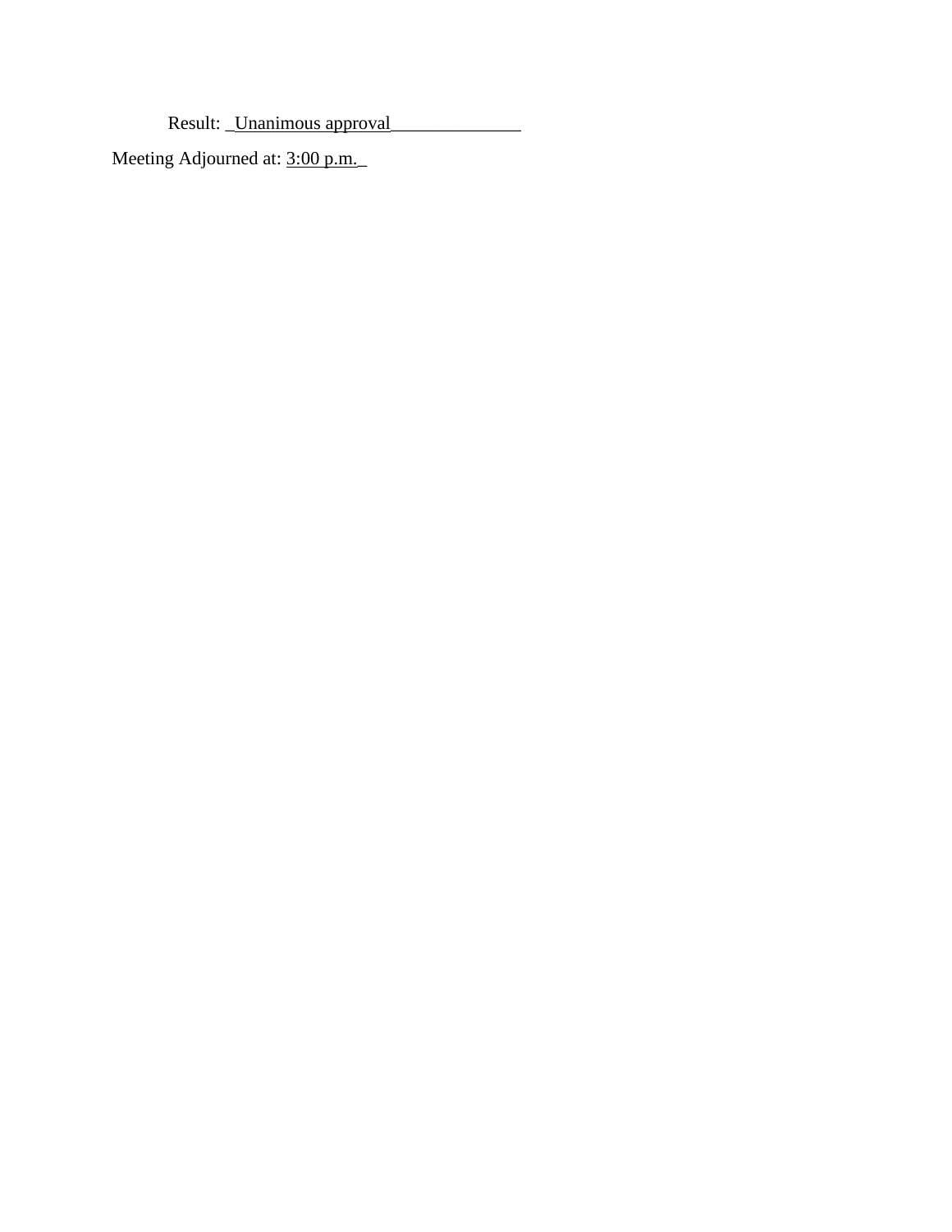Result: _Unanimous approval______________

Meeting Adjourned at: 3:00 p.m._